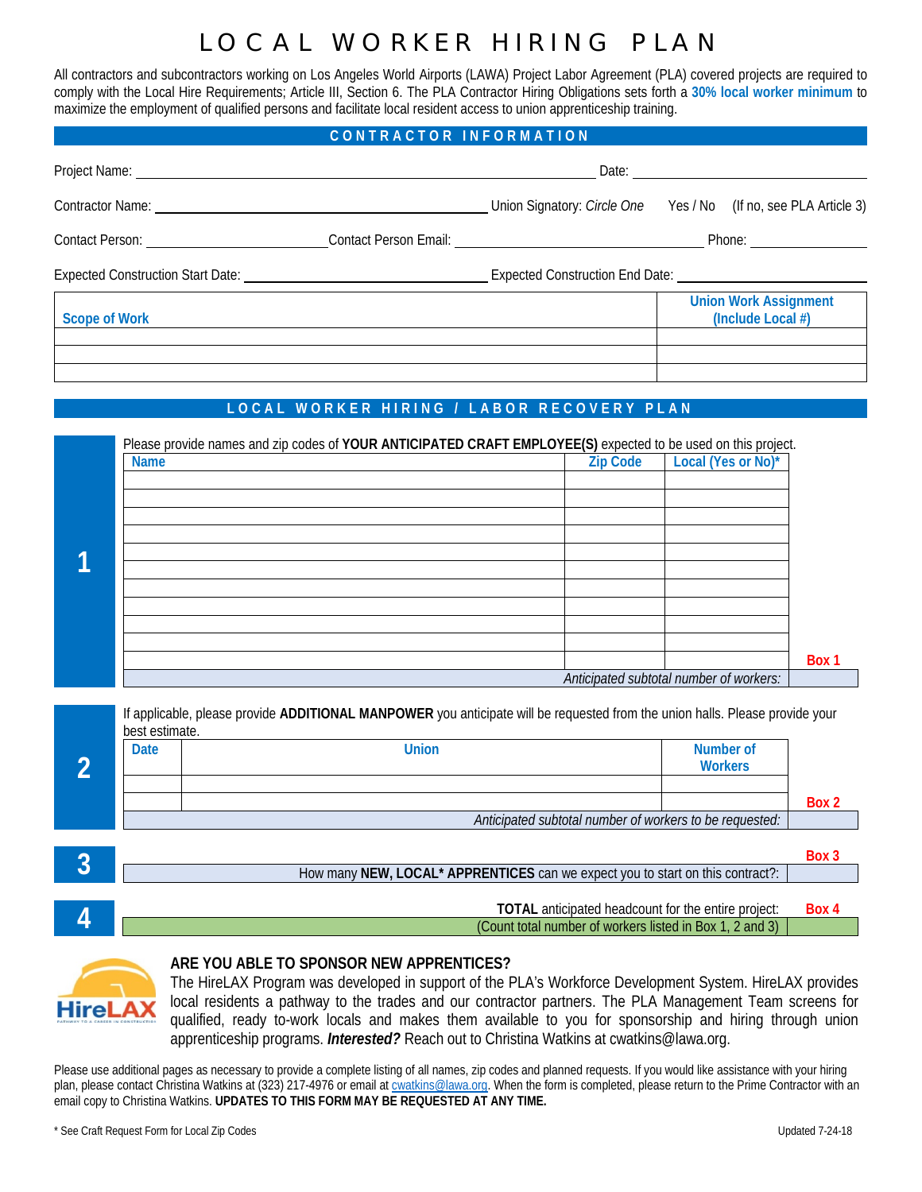# LOCAL WORKER HIRING PLAN

All contractors and subcontractors working on Los Angeles World Airports (LAWA) Project Labor Agreement (PLA) covered projects are required to comply with the Local Hire Requirements; Article III, Section 6. The PLA Contractor Hiring Obligations sets forth a **30% local worker minimum** to maximize the employment of qualified persons and facilitate local resident access to union apprenticeship training.

## CONTRACTOR INFORMATION

Project Name: ______________________________ Date: ______________

Contractor Name: ______________________________ Union Signatory: *Circle One* Yes / No (If no, see PLA Article 3)

Contact Person: ______________ Contact Person Email: ______________________ Phone: ______________

Expected Construction Start Date: ______________________ Expected Construction End Date: ______________________

| Scope of Work | Union Work Assignment (Include Local #) |
|---|---|
| | |
| | |
| | |

## LOCAL WORKER HIRING / LABOR RECOVERY PLAN

### 1

Please provide names and zip codes of **YOUR ANTICIPATED CRAFT EMPLOYEE(S)** expected to be used on this project.

| Name | Zip Code | Local (Yes or No)* |
|---|---|---|
| | | |
| | | |
| | | |
| | | |
| | | |
| | | |
| | | |
| | | |
| | | |
| | | |
| | | |

*Anticipated subtotal number of workers:* **Box 1** ______

### 2

If applicable, please provide **ADDITIONAL MANPOWER** you anticipate will be requested from the union halls. Please provide your best estimate.

| Date | Union | Number of Workers |
|---|---|---|
| | | |
| | | |

*Anticipated subtotal number of workers to be requested:* **Box 2** ______

### 3

How many **NEW, LOCAL* APPRENTICES** can we expect you to start on this contract?: **Box 3** ______

### 4

**TOTAL** anticipated headcount for the entire project:
(Count total number of workers listed in Box 1, 2 and 3) **Box 4** ______

### ARE YOU ABLE TO SPONSOR NEW APPRENTICES?

HireLAX — Pathway to a Career in Construction

The HireLAX Program was developed in support of the PLA's Workforce Development System. HireLAX provides local residents a pathway to the trades and our contractor partners. The PLA Management Team screens for qualified, ready to-work locals and makes them available to you for sponsorship and hiring through union apprenticeship programs. ***Interested?*** Reach out to Christina Watkins at cwatkins@lawa.org.

Please use additional pages as necessary to provide a complete listing of all names, zip codes and planned requests. If you would like assistance with your hiring plan, please contact Christina Watkins at (323) 217-4976 or email at cwatkins@lawa.org. When the form is completed, please return to the Prime Contractor with an email copy to Christina Watkins. **UPDATES TO THIS FORM MAY BE REQUESTED AT ANY TIME.**

\* See Craft Request Form for Local Zip Codes

Updated 7-24-18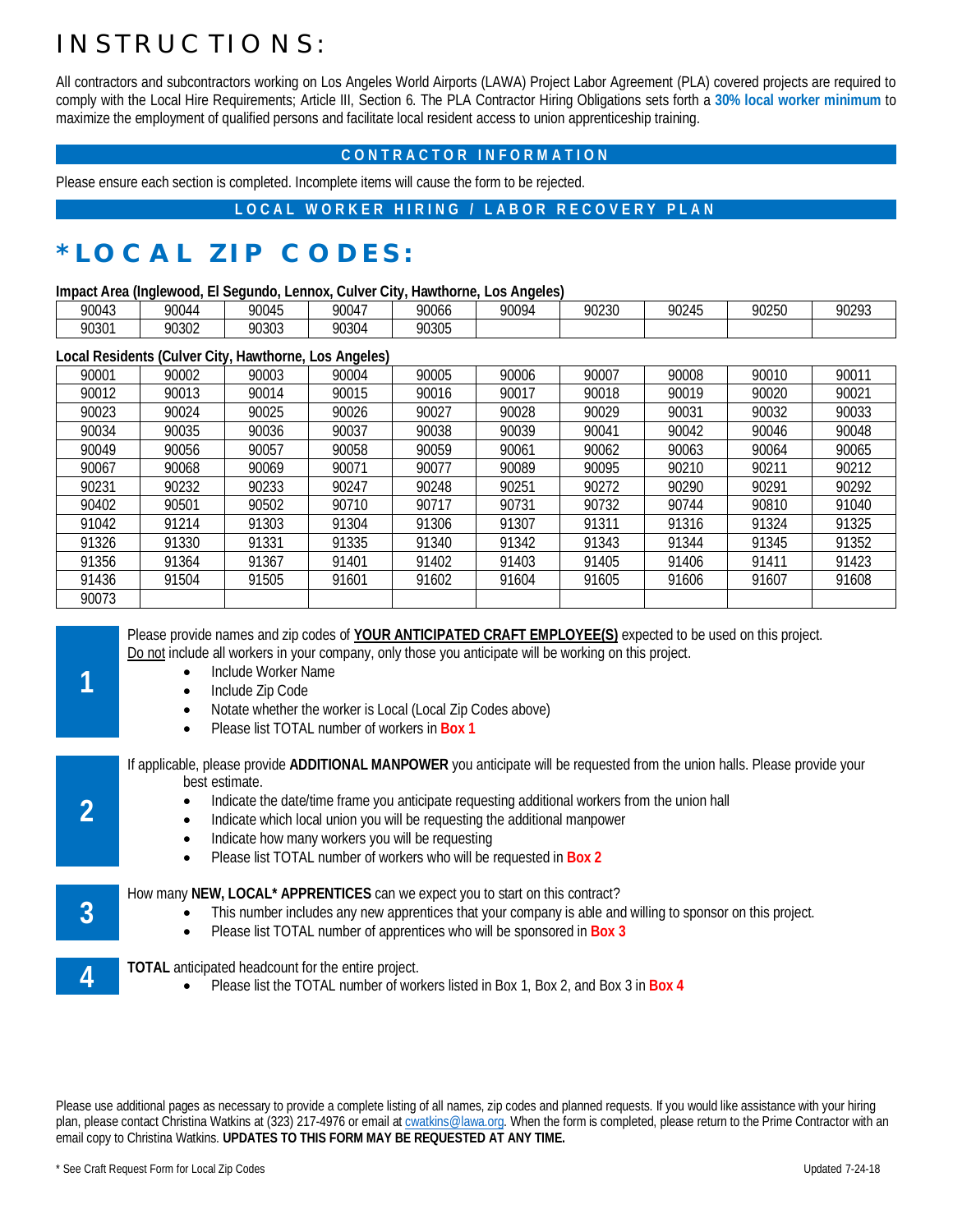# INSTRUCTIONS:

All contractors and subcontractors working on Los Angeles World Airports (LAWA) Project Labor Agreement (PLA) covered projects are required to comply with the Local Hire Requirements; Article III, Section 6. The PLA Contractor Hiring Obligations sets forth a **30% local worker minimum** to maximize the employment of qualified persons and facilitate local resident access to union apprenticeship training.

## CONTRACTOR INFORMATION

Please ensure each section is completed. Incomplete items will cause the form to be rejected.

## LOCAL WORKER HIRING / LABOR RECOVERY PLAN

# *LOCAL ZIP CODES:

**Impact Area (Inglewood, El Segundo, Lennox, Culver City, Hawthorne, Los Angeles)**

| | | | | | | | | | |
|---|---|---|---|---|---|---|---|---|---|
| 90043 | 90044 | 90045 | 90047 | 90066 | 90094 | 90230 | 90245 | 90250 | 90293 |
| 90301 | 90302 | 90303 | 90304 | 90305 | | | | | |

**Local Residents (Culver City, Hawthorne, Los Angeles)**

| | | | | | | | | | |
|---|---|---|---|---|---|---|---|---|---|
| 90001 | 90002 | 90003 | 90004 | 90005 | 90006 | 90007 | 90008 | 90010 | 90011 |
| 90012 | 90013 | 90014 | 90015 | 90016 | 90017 | 90018 | 90019 | 90020 | 90021 |
| 90023 | 90024 | 90025 | 90026 | 90027 | 90028 | 90029 | 90031 | 90032 | 90033 |
| 90034 | 90035 | 90036 | 90037 | 90038 | 90039 | 90041 | 90042 | 90046 | 90048 |
| 90049 | 90056 | 90057 | 90058 | 90059 | 90061 | 90062 | 90063 | 90064 | 90065 |
| 90067 | 90068 | 90069 | 90071 | 90077 | 90089 | 90095 | 90210 | 90211 | 90212 |
| 90231 | 90232 | 90233 | 90247 | 90248 | 90251 | 90272 | 90290 | 90291 | 90292 |
| 90402 | 90501 | 90502 | 90710 | 90717 | 90731 | 90732 | 90744 | 90810 | 91040 |
| 91042 | 91214 | 91303 | 91304 | 91306 | 91307 | 91311 | 91316 | 91324 | 91325 |
| 91326 | 91330 | 91331 | 91335 | 91340 | 91342 | 91343 | 91344 | 91345 | 91352 |
| 91356 | 91364 | 91367 | 91401 | 91402 | 91403 | 91405 | 91406 | 91411 | 91423 |
| 91436 | 91504 | 91505 | 91601 | 91602 | 91604 | 91605 | 91606 | 91607 | 91608 |
| 90073 | | | | | | | | | |

**1**

Please provide names and zip codes of **YOUR ANTICIPATED CRAFT EMPLOYEE(S)** expected to be used on this project. Do not include all workers in your company, only those you anticipate will be working on this project.

- Include Worker Name
- Include Zip Code
- Notate whether the worker is Local (Local Zip Codes above)
- Please list TOTAL number of workers in **Box 1**

**2**

If applicable, please provide **ADDITIONAL MANPOWER** you anticipate will be requested from the union halls. Please provide your best estimate.

- Indicate the date/time frame you anticipate requesting additional workers from the union hall
- Indicate which local union you will be requesting the additional manpower
- Indicate how many workers you will be requesting
- Please list TOTAL number of workers who will be requested in **Box 2**

**3**

How many **NEW, LOCAL* APPRENTICES** can we expect you to start on this contract?

- This number includes any new apprentices that your company is able and willing to sponsor on this project.
- Please list TOTAL number of apprentices who will be sponsored in **Box 3**

**4**

**TOTAL** anticipated headcount for the entire project.

- Please list the TOTAL number of workers listed in Box 1, Box 2, and Box 3 in **Box 4**

Please use additional pages as necessary to provide a complete listing of all names, zip codes and planned requests. If you would like assistance with your hiring plan, please contact Christina Watkins at (323) 217-4976 or email at cwatkins@lawa.org. When the form is completed, please return to the Prime Contractor with an email copy to Christina Watkins. **UPDATES TO THIS FORM MAY BE REQUESTED AT ANY TIME.**

\* See Craft Request Form for Local Zip Codes

Updated 7-24-18